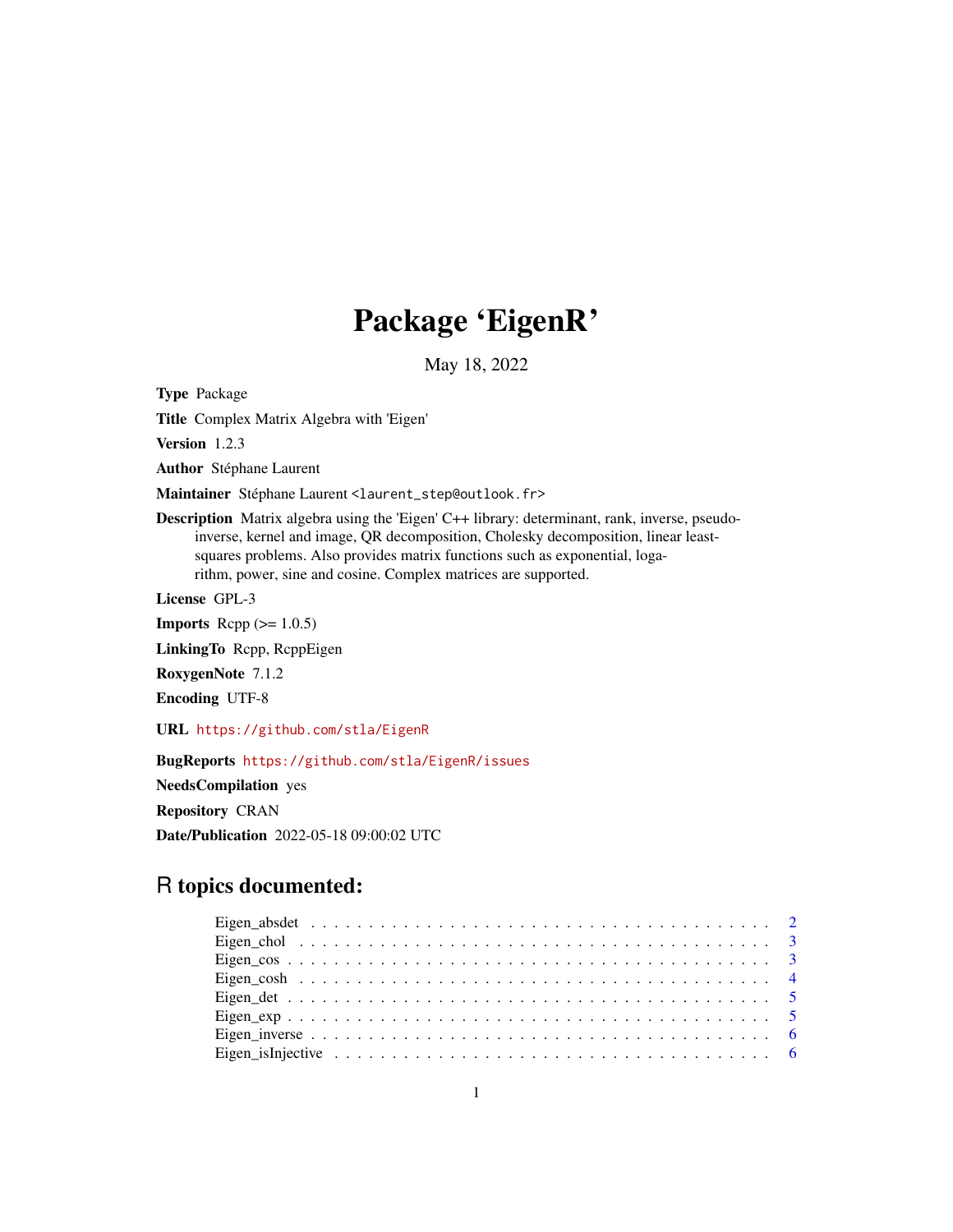# Package 'EigenR'

May 18, 2022

**Type** Package

**Title** Complex Matrix Algebra with 'Eigen'

**Version** 1.2.3

**Author** Stéphane Laurent

**Maintainer** Stéphane Laurent <laurent_step@outlook.fr>

**Description** Matrix algebra using the 'Eigen' C++ library: determinant, rank, inverse, pseudo-inverse, kernel and image, QR decomposition, Cholesky decomposition, linear least-squares problems. Also provides matrix functions such as exponential, logarithm, power, sine and cosine. Complex matrices are supported.

**License** GPL-3

**Imports** Rcpp (>= 1.0.5)

**LinkingTo** Rcpp, RcppEigen

**RoxygenNote** 7.1.2

**Encoding** UTF-8

**URL** https://github.com/stla/EigenR

**BugReports** https://github.com/stla/EigenR/issues

**NeedsCompilation** yes

**Repository** CRAN

**Date/Publication** 2022-05-18 09:00:02 UTC

## R topics documented:

- Eigen_absdet . . . . . . . . . . . . . . . . . . . . . . . . . . . . . . . . . . . . . . . . 2
- Eigen_chol . . . . . . . . . . . . . . . . . . . . . . . . . . . . . . . . . . . . . . . . 3
- Eigen_cos . . . . . . . . . . . . . . . . . . . . . . . . . . . . . . . . . . . . . . . . 3
- Eigen_cosh . . . . . . . . . . . . . . . . . . . . . . . . . . . . . . . . . . . . . . . . 4
- Eigen_det . . . . . . . . . . . . . . . . . . . . . . . . . . . . . . . . . . . . . . . . 5
- Eigen_exp . . . . . . . . . . . . . . . . . . . . . . . . . . . . . . . . . . . . . . . . 5
- Eigen_inverse . . . . . . . . . . . . . . . . . . . . . . . . . . . . . . . . . . . . . . . . 6
- Eigen_isInjective . . . . . . . . . . . . . . . . . . . . . . . . . . . . . . . . . . . . . . . . 6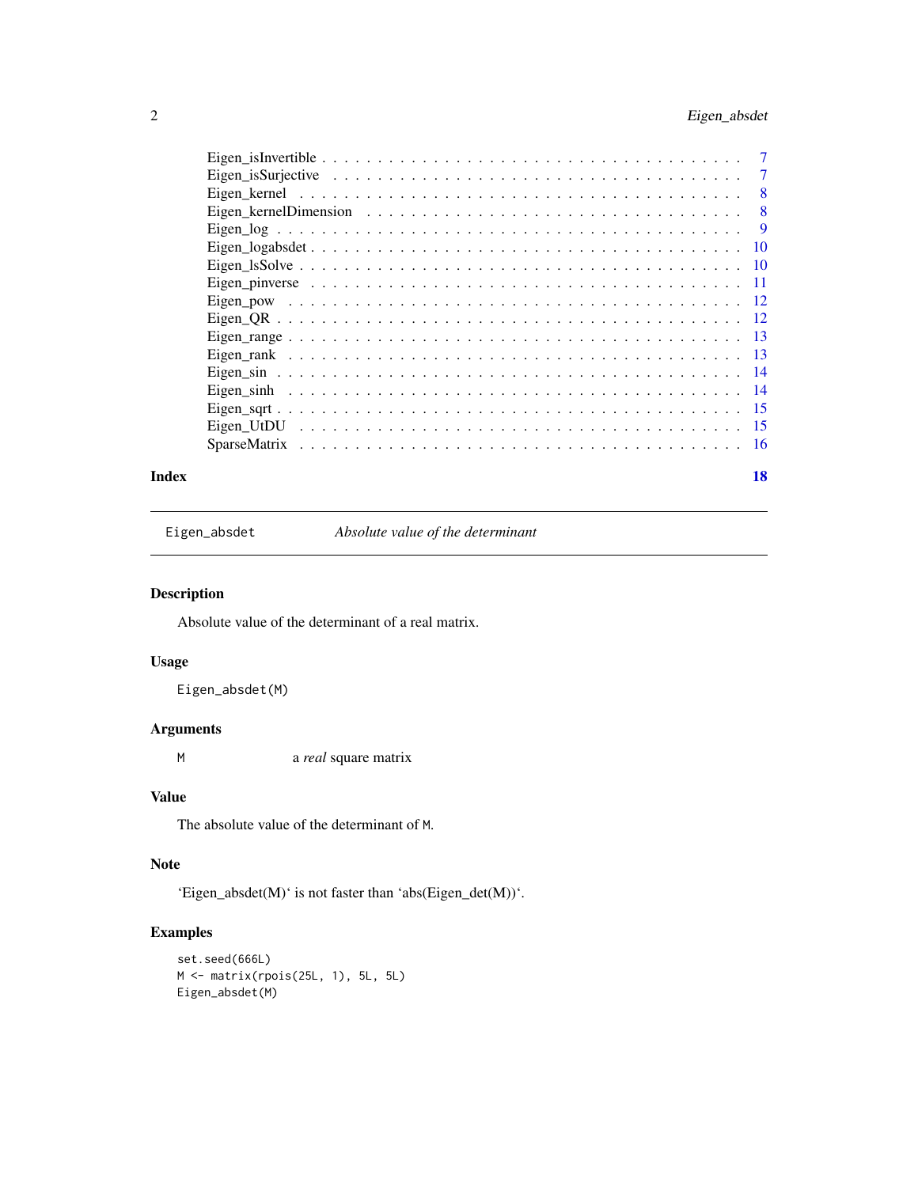Eigen_isInvertible . . . . . . . . . . . . . . . . . . . . . . . . . . . . . . . . . . 7
Eigen_isSurjective . . . . . . . . . . . . . . . . . . . . . . . . . . . . . . . . . . 7
Eigen_kernel . . . . . . . . . . . . . . . . . . . . . . . . . . . . . . . . . . . . . 8
Eigen_kernelDimension . . . . . . . . . . . . . . . . . . . . . . . . . . . . . . . 8
Eigen_log . . . . . . . . . . . . . . . . . . . . . . . . . . . . . . . . . . . . . . 9
Eigen_logabsdet . . . . . . . . . . . . . . . . . . . . . . . . . . . . . . . . . . 10
Eigen_lsSolve . . . . . . . . . . . . . . . . . . . . . . . . . . . . . . . . . . . 10
Eigen_pinverse . . . . . . . . . . . . . . . . . . . . . . . . . . . . . . . . . . . 11
Eigen_pow . . . . . . . . . . . . . . . . . . . . . . . . . . . . . . . . . . . . . 12
Eigen_QR . . . . . . . . . . . . . . . . . . . . . . . . . . . . . . . . . . . . . . 12
Eigen_range . . . . . . . . . . . . . . . . . . . . . . . . . . . . . . . . . . . . 13
Eigen_rank . . . . . . . . . . . . . . . . . . . . . . . . . . . . . . . . . . . . . 13
Eigen_sin . . . . . . . . . . . . . . . . . . . . . . . . . . . . . . . . . . . . . . 14
Eigen_sinh . . . . . . . . . . . . . . . . . . . . . . . . . . . . . . . . . . . . . 14
Eigen_sqrt . . . . . . . . . . . . . . . . . . . . . . . . . . . . . . . . . . . . . 15
Eigen_UtDU . . . . . . . . . . . . . . . . . . . . . . . . . . . . . . . . . . . . . 15
SparseMatrix . . . . . . . . . . . . . . . . . . . . . . . . . . . . . . . . . . . . 16

**Index** 18

---

`Eigen_absdet` *Absolute value of the determinant*

---

## Description

Absolute value of the determinant of a real matrix.

## Usage

```
Eigen_absdet(M)
```

## Arguments

`M` a *real* square matrix

## Value

The absolute value of the determinant of `M`.

## Note

'Eigen_absdet(M)' is not faster than 'abs(Eigen_det(M))'.

## Examples

```
set.seed(666L)
M <- matrix(rpois(25L, 1), 5L, 5L)
Eigen_absdet(M)
```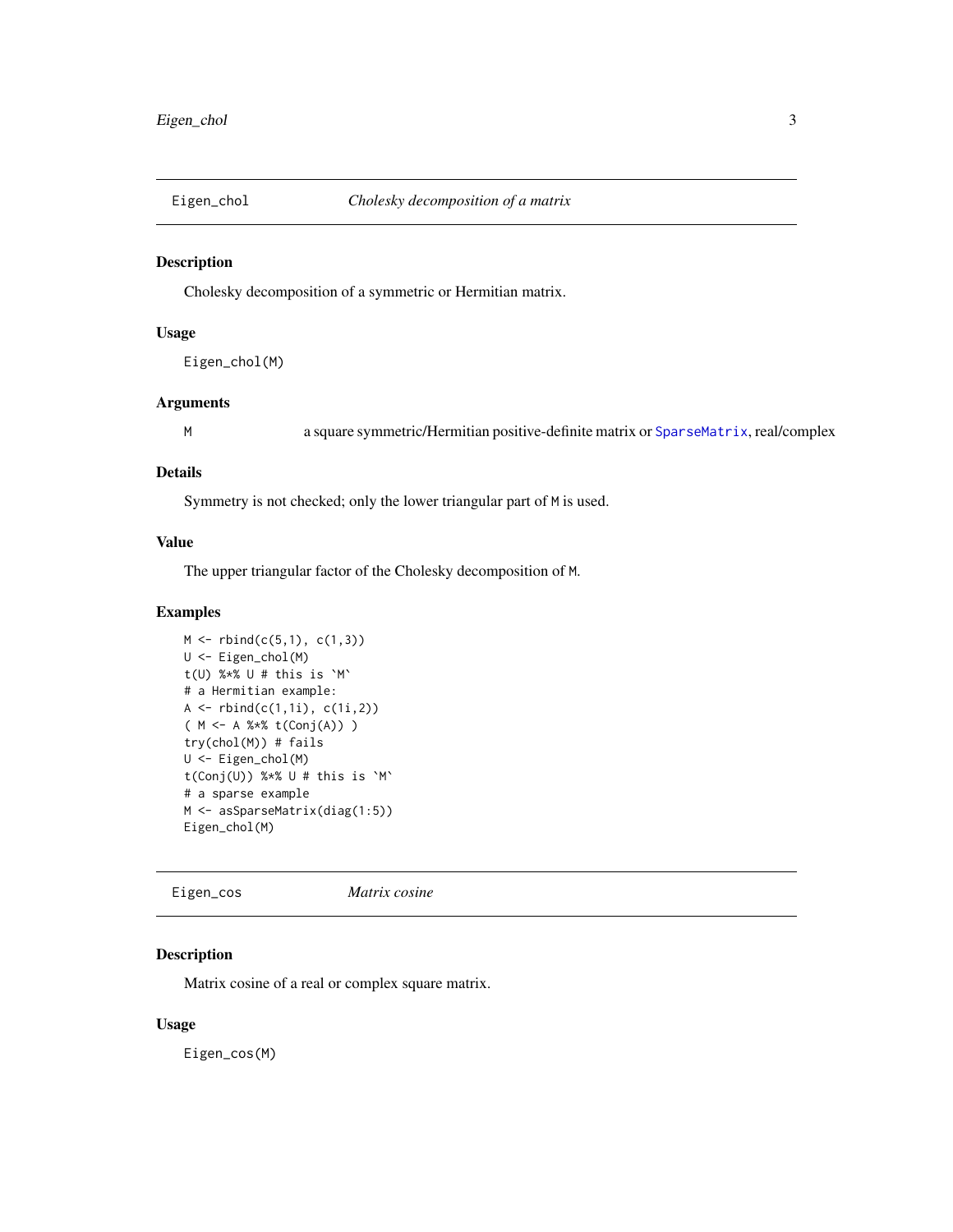## Eigen_chol    *Cholesky decomposition of a matrix*

### Description

Cholesky decomposition of a symmetric or Hermitian matrix.

### Usage

```
Eigen_chol(M)
```

### Arguments

| | |
|---|---|
| M | a square symmetric/Hermitian positive-definite matrix or SparseMatrix, real/complex |

### Details

Symmetry is not checked; only the lower triangular part of `M` is used.

### Value

The upper triangular factor of the Cholesky decomposition of `M`.

### Examples

```
M <- rbind(c(5,1), c(1,3))
U <- Eigen_chol(M)
t(U) %*% U # this is `M`
# a Hermitian example:
A <- rbind(c(1,1i), c(1i,2))
( M <- A %*% t(Conj(A)) )
try(chol(M)) # fails
U <- Eigen_chol(M)
t(Conj(U)) %*% U # this is `M`
# a sparse example
M <- asSparseMatrix(diag(1:5))
Eigen_chol(M)
```

## Eigen_cos    *Matrix cosine*

### Description

Matrix cosine of a real or complex square matrix.

### Usage

```
Eigen_cos(M)
```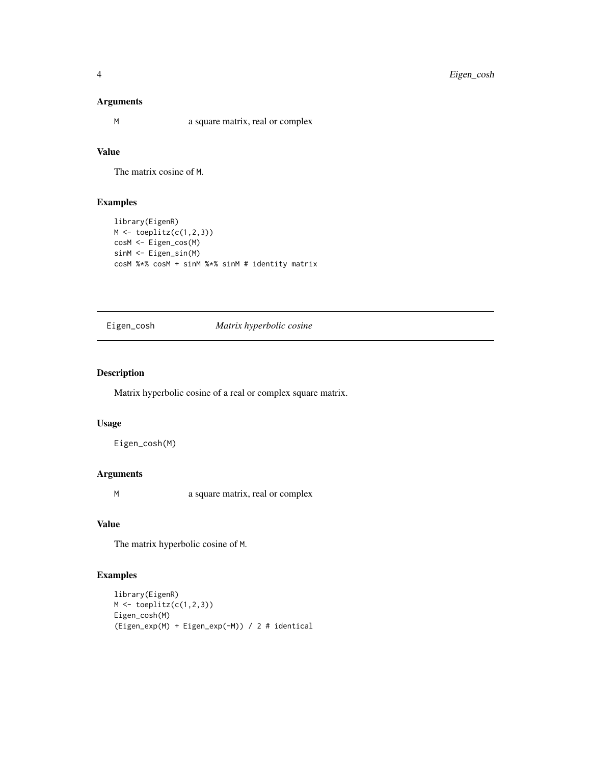### Arguments

M a square matrix, real or complex

### Value

The matrix cosine of M.

### Examples

```
library(EigenR)
M <- toeplitz(c(1,2,3))
cosM <- Eigen_cos(M)
sinM <- Eigen_sin(M)
cosM %*% cosM + sinM %*% sinM # identity matrix
```

---

## Eigen_cosh *Matrix hyperbolic cosine*

---

### Description

Matrix hyperbolic cosine of a real or complex square matrix.

### Usage

```
Eigen_cosh(M)
```

### Arguments

M a square matrix, real or complex

### Value

The matrix hyperbolic cosine of M.

### Examples

```
library(EigenR)
M <- toeplitz(c(1,2,3))
Eigen_cosh(M)
(Eigen_exp(M) + Eigen_exp(-M)) / 2 # identical
```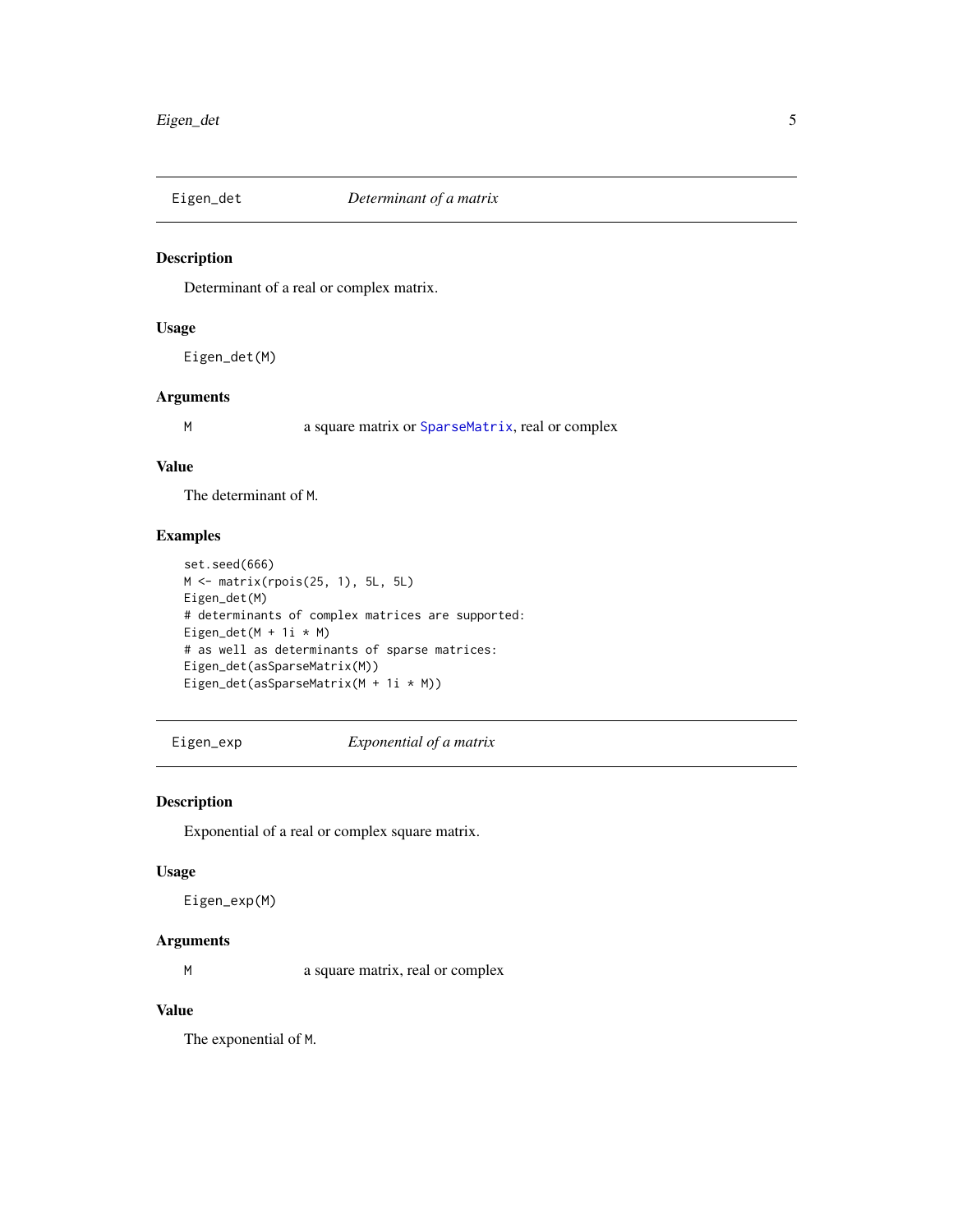## Eigen_det — *Determinant of a matrix*

### Description

Determinant of a real or complex matrix.

### Usage

```
Eigen_det(M)
```

### Arguments

M	a square matrix or SparseMatrix, real or complex

### Value

The determinant of `M`.

### Examples

```
set.seed(666)
M <- matrix(rpois(25, 1), 5L, 5L)
Eigen_det(M)
# determinants of complex matrices are supported:
Eigen_det(M + 1i * M)
# as well as determinants of sparse matrices:
Eigen_det(asSparseMatrix(M))
Eigen_det(asSparseMatrix(M + 1i * M))
```

## Eigen_exp — *Exponential of a matrix*

### Description

Exponential of a real or complex square matrix.

### Usage

```
Eigen_exp(M)
```

### Arguments

M	a square matrix, real or complex

### Value

The exponential of `M`.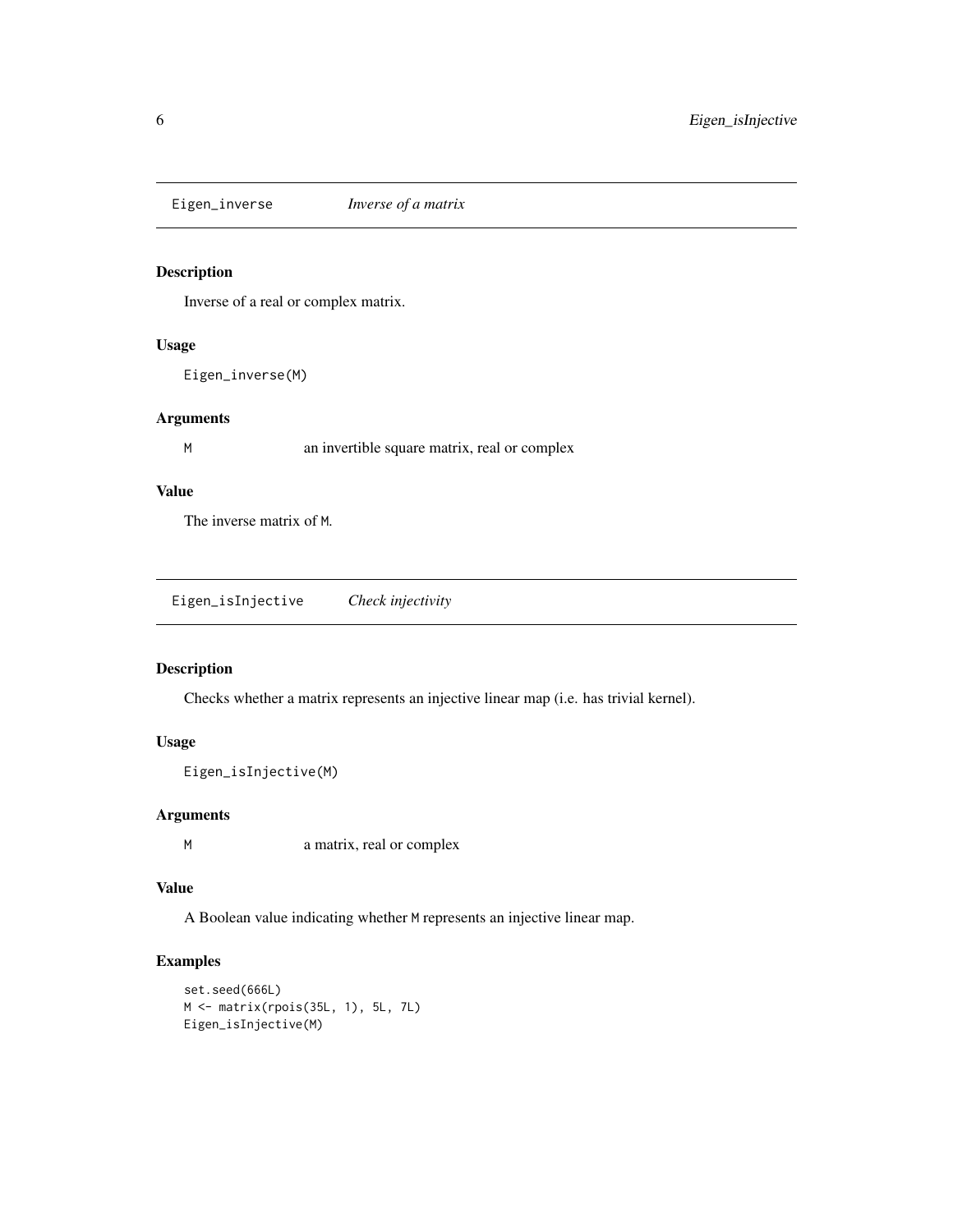## Eigen_inverse — *Inverse of a matrix*

### Description

Inverse of a real or complex matrix.

### Usage

```
Eigen_inverse(M)
```

### Arguments

| | |
|---|---|
| M | an invertible square matrix, real or complex |

### Value

The inverse matrix of `M`.

## Eigen_isInjective — *Check injectivity*

### Description

Checks whether a matrix represents an injective linear map (i.e. has trivial kernel).

### Usage

```
Eigen_isInjective(M)
```

### Arguments

| | |
|---|---|
| M | a matrix, real or complex |

### Value

A Boolean value indicating whether `M` represents an injective linear map.

### Examples

```
set.seed(666L)
M <- matrix(rpois(35L, 1), 5L, 7L)
Eigen_isInjective(M)
```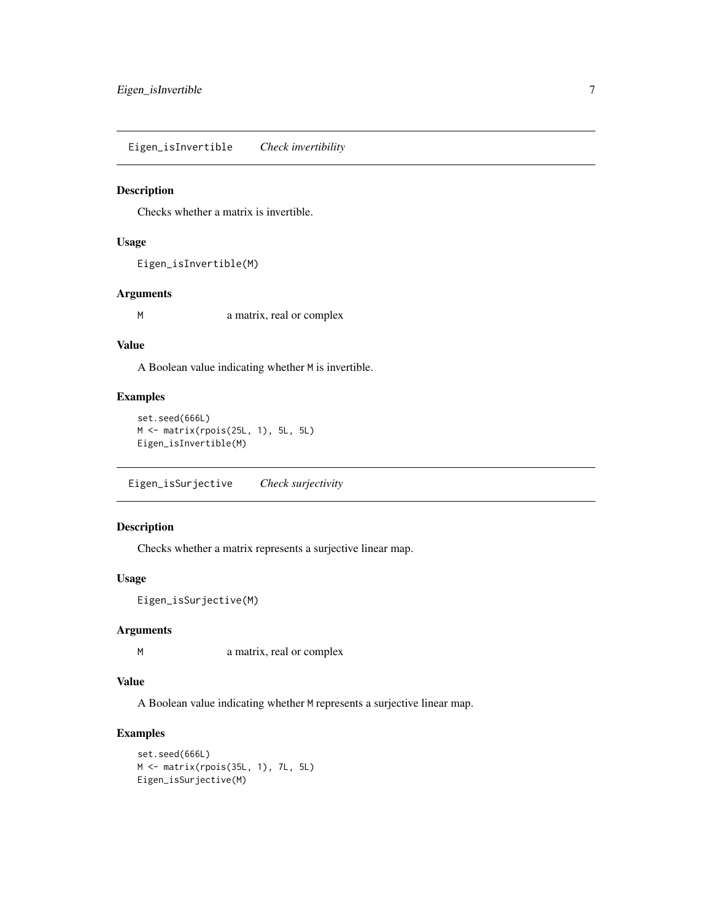## Eigen_isInvertible *Check invertibility*

### Description

Checks whether a matrix is invertible.

### Usage

```
Eigen_isInvertible(M)
```

### Arguments

| | |
|---|---|
| M | a matrix, real or complex |

### Value

A Boolean value indicating whether M is invertible.

### Examples

```
set.seed(666L)
M <- matrix(rpois(25L, 1), 5L, 5L)
Eigen_isInvertible(M)
```

## Eigen_isSurjective *Check surjectivity*

### Description

Checks whether a matrix represents a surjective linear map.

### Usage

```
Eigen_isSurjective(M)
```

### Arguments

| | |
|---|---|
| M | a matrix, real or complex |

### Value

A Boolean value indicating whether M represents a surjective linear map.

### Examples

```
set.seed(666L)
M <- matrix(rpois(35L, 1), 7L, 5L)
Eigen_isSurjective(M)
```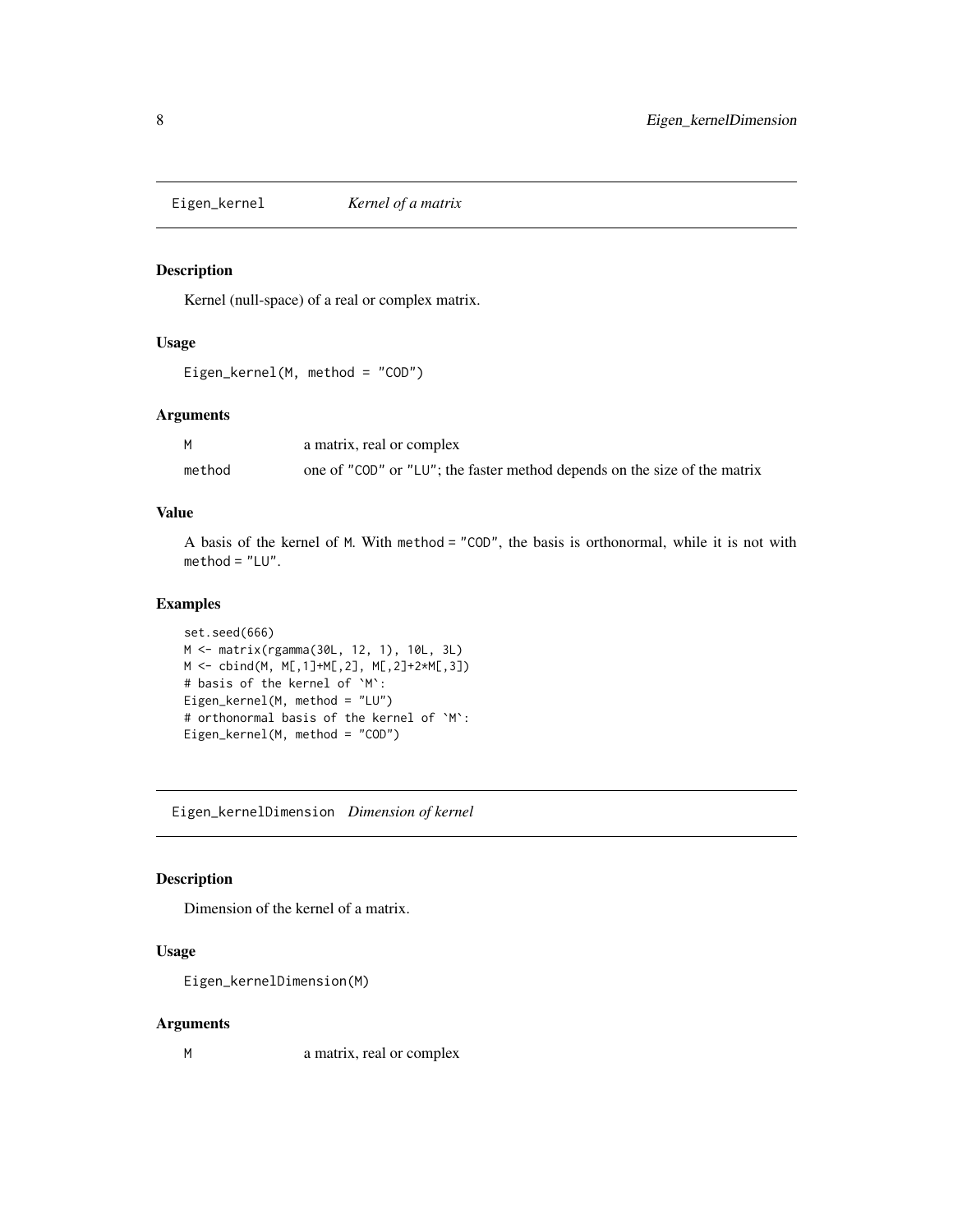## Eigen_kernel *Kernel of a matrix*

### Description

Kernel (null-space) of a real or complex matrix.

### Usage

```
Eigen_kernel(M, method = "COD")
```

### Arguments

| | |
|---|---|
| M | a matrix, real or complex |
| method | one of "COD" or "LU"; the faster method depends on the size of the matrix |

### Value

A basis of the kernel of M. With method = "COD", the basis is orthonormal, while it is not with method = "LU".

### Examples

```
set.seed(666)
M <- matrix(rgamma(30L, 12, 1), 10L, 3L)
M <- cbind(M, M[,1]+M[,2], M[,2]+2*M[,3])
# basis of the kernel of `M`:
Eigen_kernel(M, method = "LU")
# orthonormal basis of the kernel of `M`:
Eigen_kernel(M, method = "COD")
```

## Eigen_kernelDimension *Dimension of kernel*

### Description

Dimension of the kernel of a matrix.

### Usage

```
Eigen_kernelDimension(M)
```

### Arguments

| | |
|---|---|
| M | a matrix, real or complex |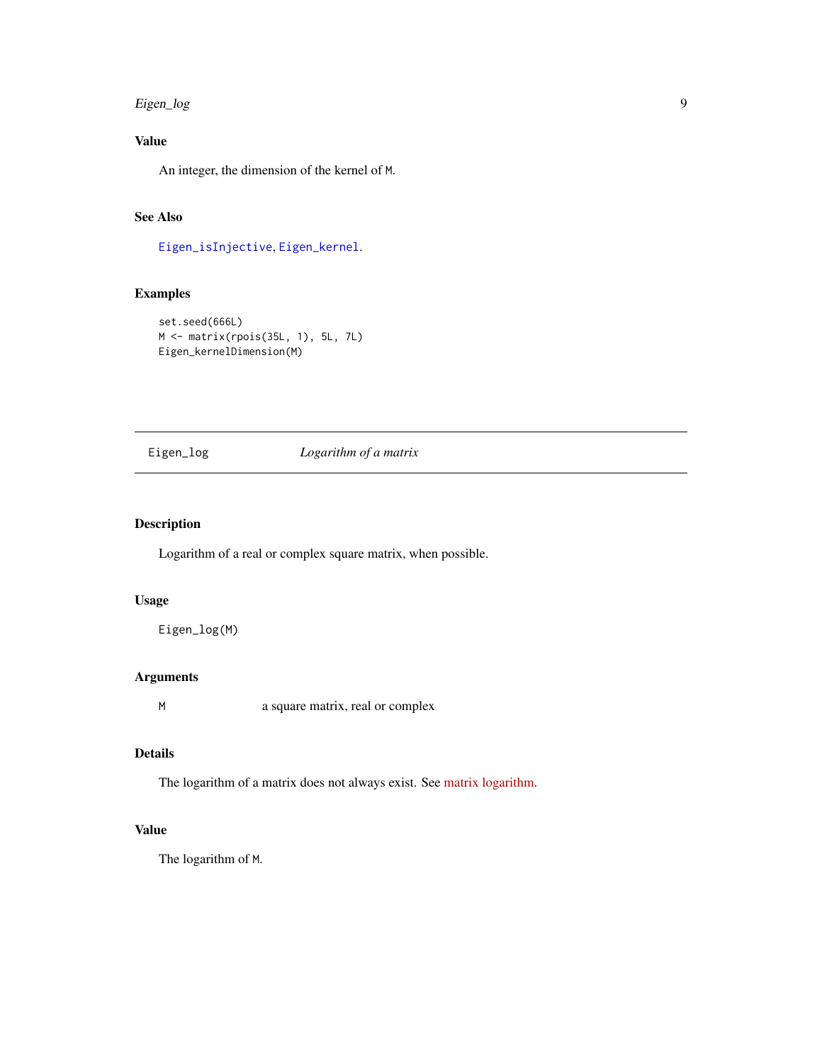### Value

An integer, the dimension of the kernel of `M`.

### See Also

`Eigen_isInjective`, `Eigen_kernel`.

### Examples

```
set.seed(666L)
M <- matrix(rpois(35L, 1), 5L, 7L)
Eigen_kernelDimension(M)
```

---

## Eigen_log    *Logarithm of a matrix*

---

### Description

Logarithm of a real or complex square matrix, when possible.

### Usage

```
Eigen_log(M)
```

### Arguments

| | |
|---|---|
| `M` | a square matrix, real or complex |

### Details

The logarithm of a matrix does not always exist. See matrix logarithm.

### Value

The logarithm of `M`.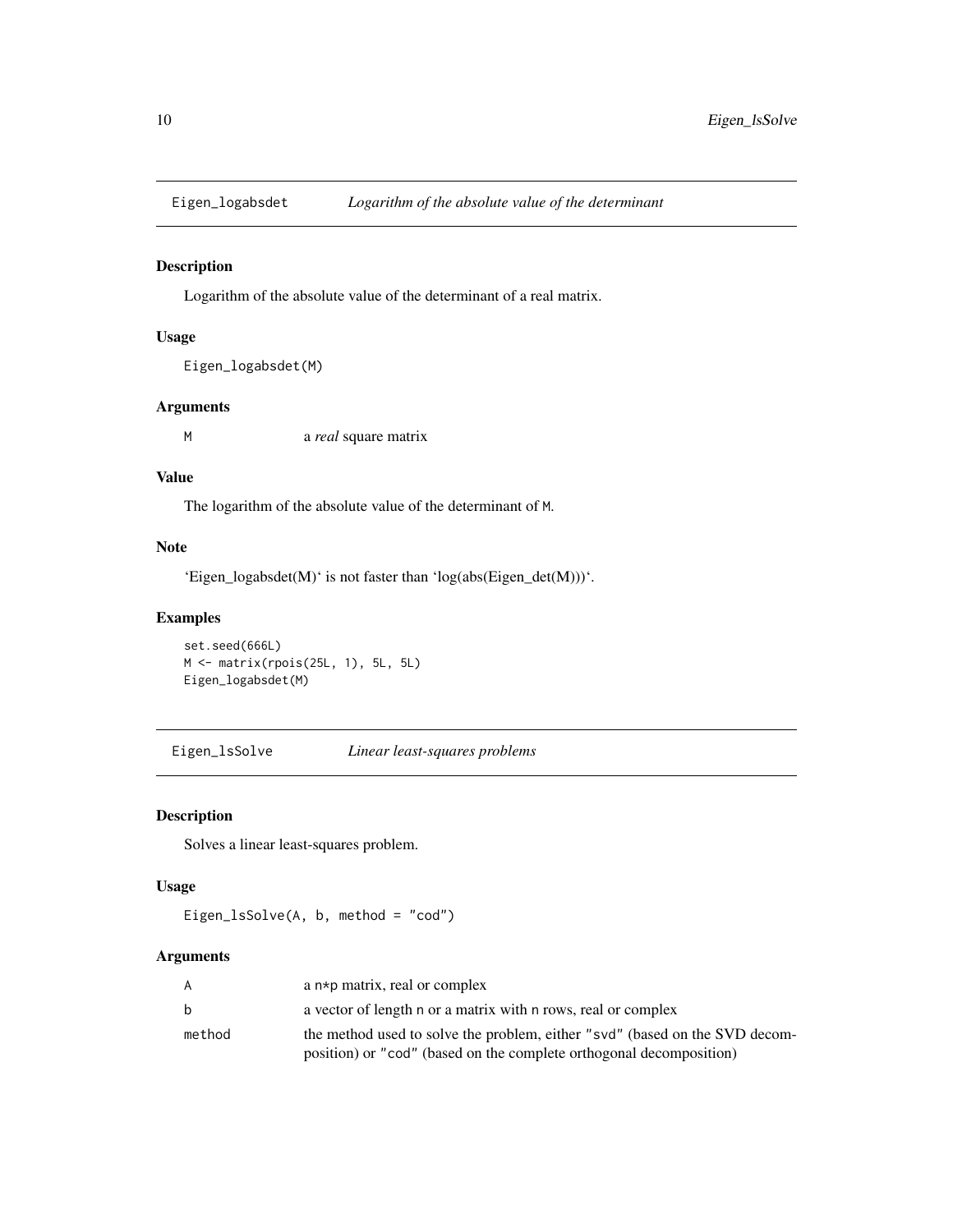## Eigen_logabsdet *Logarithm of the absolute value of the determinant*

### Description

Logarithm of the absolute value of the determinant of a real matrix.

### Usage

```
Eigen_logabsdet(M)
```

### Arguments

| | |
|---|---|
| M | a *real* square matrix |

### Value

The logarithm of the absolute value of the determinant of M.

### Note

'Eigen_logabsdet(M)' is not faster than 'log(abs(Eigen_det(M)))'.

### Examples

```
set.seed(666L)
M <- matrix(rpois(25L, 1), 5L, 5L)
Eigen_logabsdet(M)
```

## Eigen_lsSolve *Linear least-squares problems*

### Description

Solves a linear least-squares problem.

### Usage

```
Eigen_lsSolve(A, b, method = "cod")
```

### Arguments

| | |
|---|---|
| A | a n*p matrix, real or complex |
| b | a vector of length n or a matrix with n rows, real or complex |
| method | the method used to solve the problem, either "svd" (based on the SVD decomposition) or "cod" (based on the complete orthogonal decomposition) |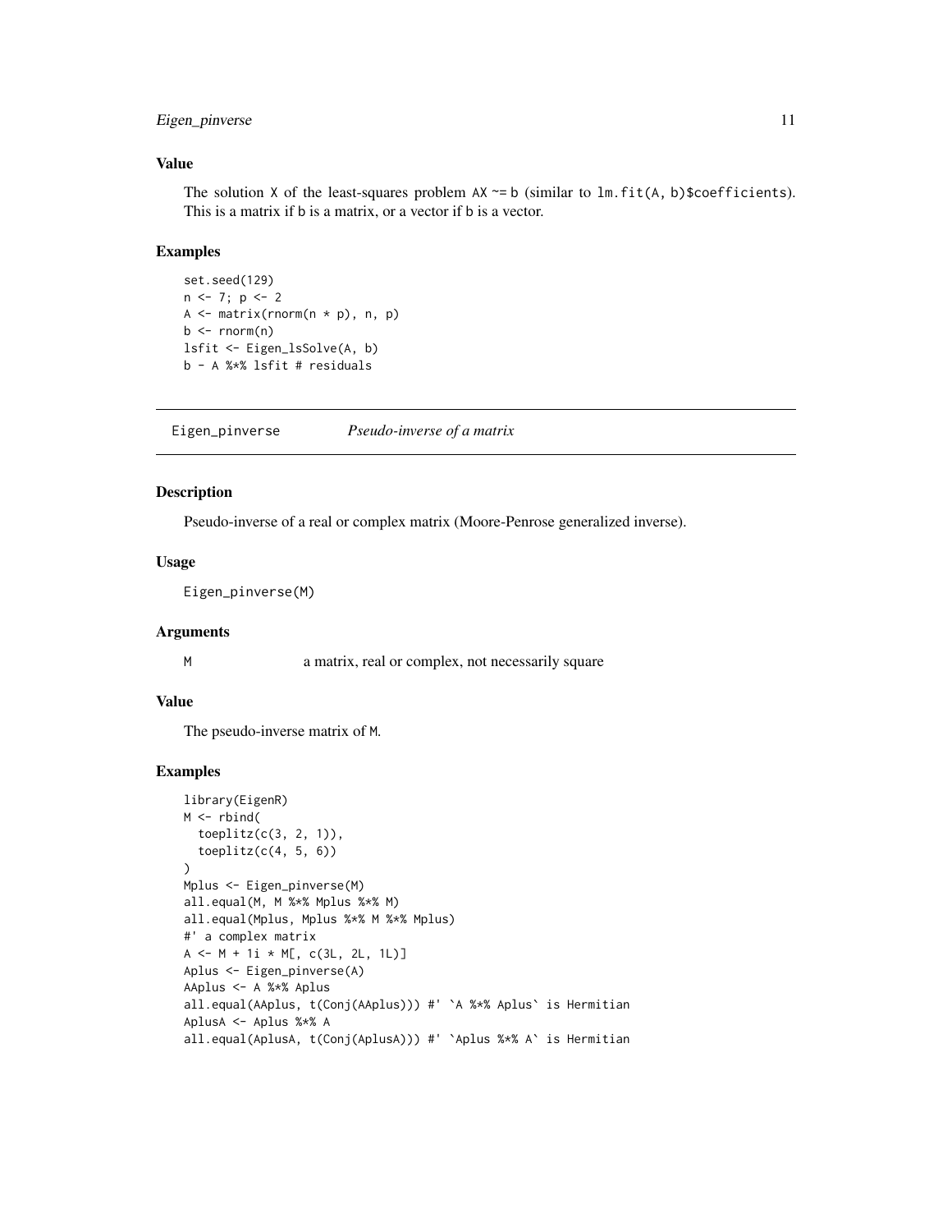### Value

The solution `X` of the least-squares problem `AX ~= b` (similar to `lm.fit(A, b)$coefficients`). This is a matrix if `b` is a matrix, or a vector if `b` is a vector.

### Examples

```
set.seed(129)
n <- 7; p <- 2
A <- matrix(rnorm(n * p), n, p)
b <- rnorm(n)
lsfit <- Eigen_lsSolve(A, b)
b - A %*% lsfit # residuals
```

---

## Eigen_pinverse &nbsp;&nbsp;&nbsp;&nbsp; *Pseudo-inverse of a matrix*

---

### Description

Pseudo-inverse of a real or complex matrix (Moore-Penrose generalized inverse).

### Usage

```
Eigen_pinverse(M)
```

### Arguments

| | |
|---|---|
| `M` | a matrix, real or complex, not necessarily square |

### Value

The pseudo-inverse matrix of `M`.

### Examples

```
library(EigenR)
M <- rbind(
  toeplitz(c(3, 2, 1)),
  toeplitz(c(4, 5, 6))
)
Mplus <- Eigen_pinverse(M)
all.equal(M, M %*% Mplus %*% M)
all.equal(Mplus, Mplus %*% M %*% Mplus)
#' a complex matrix
A <- M + 1i * M[, c(3L, 2L, 1L)]
Aplus <- Eigen_pinverse(A)
AAplus <- A %*% Aplus
all.equal(AAplus, t(Conj(AAplus))) #' `A %*% Aplus` is Hermitian
AplusA <- Aplus %*% A
all.equal(AplusA, t(Conj(AplusA))) #' `Aplus %*% A` is Hermitian
```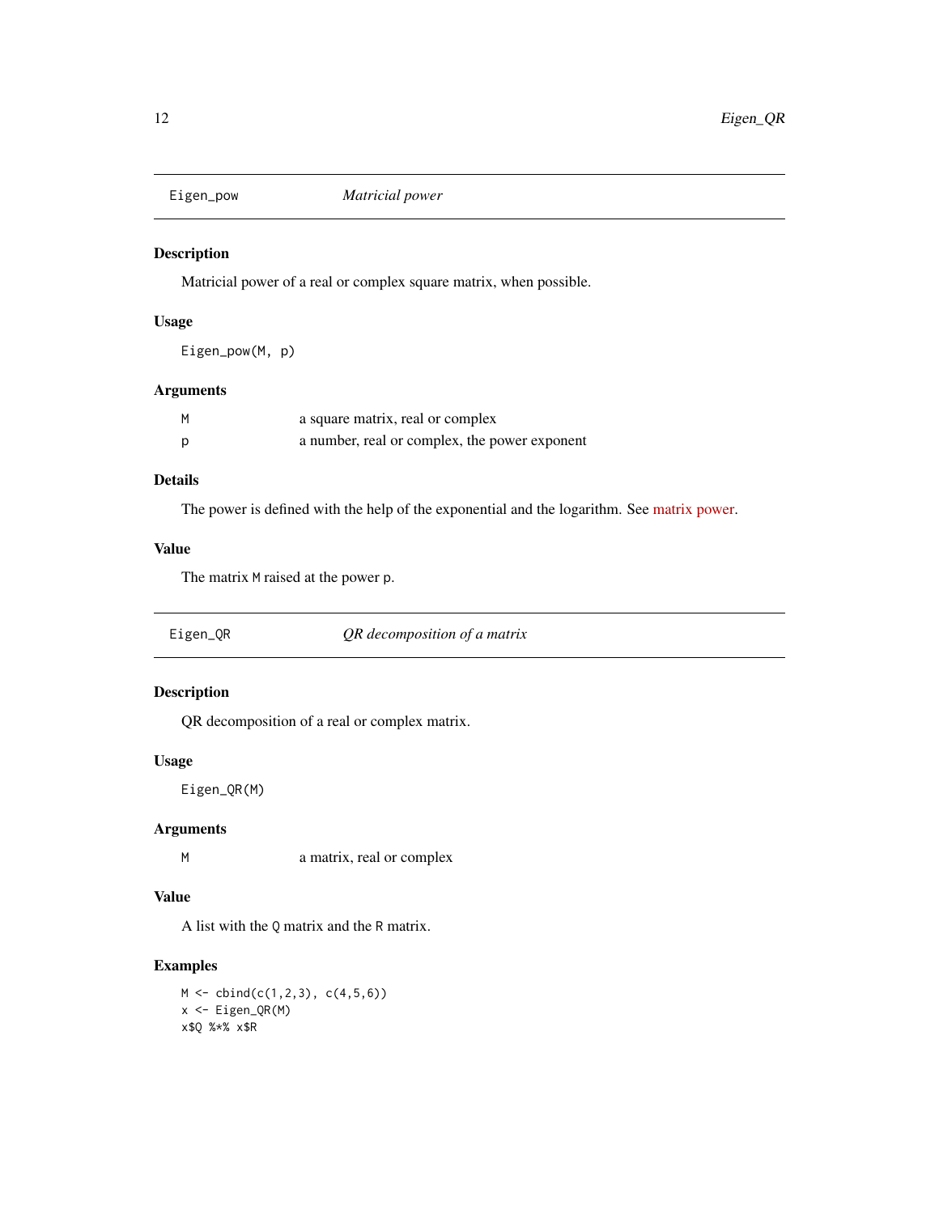## Eigen_pow — *Matricial power*

### Description

Matricial power of a real or complex square matrix, when possible.

### Usage

```
Eigen_pow(M, p)
```

### Arguments

| | |
|---|---|
| `M` | a square matrix, real or complex |
| `p` | a number, real or complex, the power exponent |

### Details

The power is defined with the help of the exponential and the logarithm. See matrix power.

### Value

The matrix `M` raised at the power `p`.

## Eigen_QR — *QR decomposition of a matrix*

### Description

QR decomposition of a real or complex matrix.

### Usage

```
Eigen_QR(M)
```

### Arguments

| | |
|---|---|
| `M` | a matrix, real or complex |

### Value

A list with the `Q` matrix and the `R` matrix.

### Examples

```
M <- cbind(c(1,2,3), c(4,5,6))
x <- Eigen_QR(M)
x$Q %*% x$R
```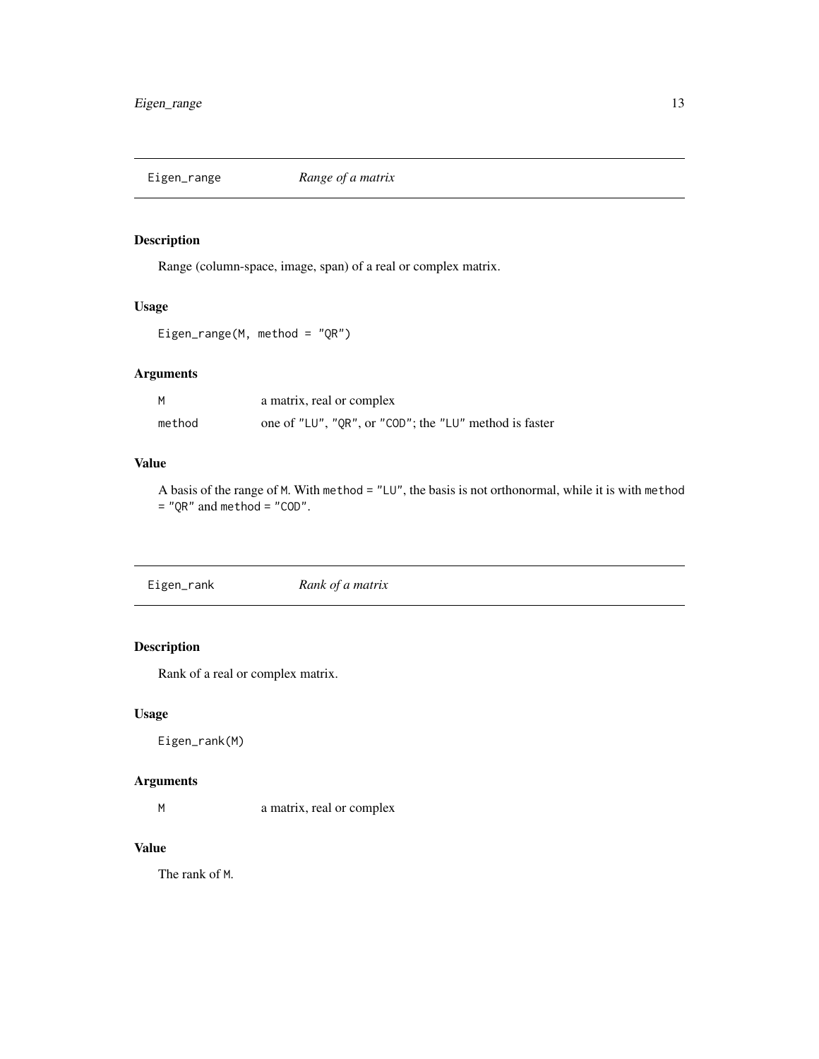## Eigen_range *Range of a matrix*

### Description

Range (column-space, image, span) of a real or complex matrix.

### Usage

```
Eigen_range(M, method = "QR")
```

### Arguments

| | |
|---|---|
| M | a matrix, real or complex |
| method | one of "LU", "QR", or "COD"; the "LU" method is faster |

### Value

A basis of the range of M. With method = "LU", the basis is not orthonormal, while it is with method = "QR" and method = "COD".

## Eigen_rank *Rank of a matrix*

### Description

Rank of a real or complex matrix.

### Usage

```
Eigen_rank(M)
```

### Arguments

| | |
|---|---|
| M | a matrix, real or complex |

### Value

The rank of M.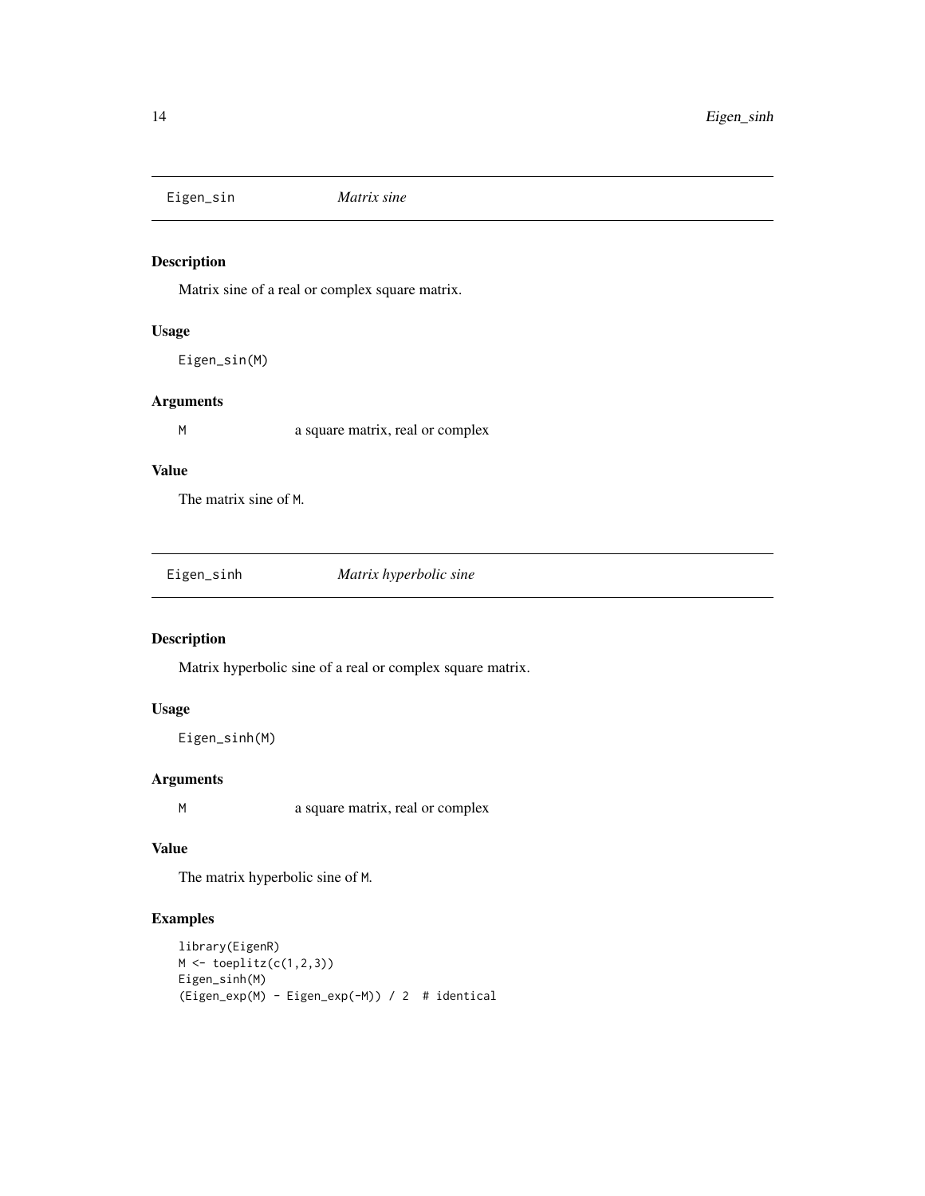## Eigen_sin — *Matrix sine*

### Description

Matrix sine of a real or complex square matrix.

### Usage

```
Eigen_sin(M)
```

### Arguments

| | |
|---|---|
| M | a square matrix, real or complex |

### Value

The matrix sine of `M`.

## Eigen_sinh — *Matrix hyperbolic sine*

### Description

Matrix hyperbolic sine of a real or complex square matrix.

### Usage

```
Eigen_sinh(M)
```

### Arguments

| | |
|---|---|
| M | a square matrix, real or complex |

### Value

The matrix hyperbolic sine of `M`.

### Examples

```
library(EigenR)
M <- toeplitz(c(1,2,3))
Eigen_sinh(M)
(Eigen_exp(M) - Eigen_exp(-M)) / 2  # identical
```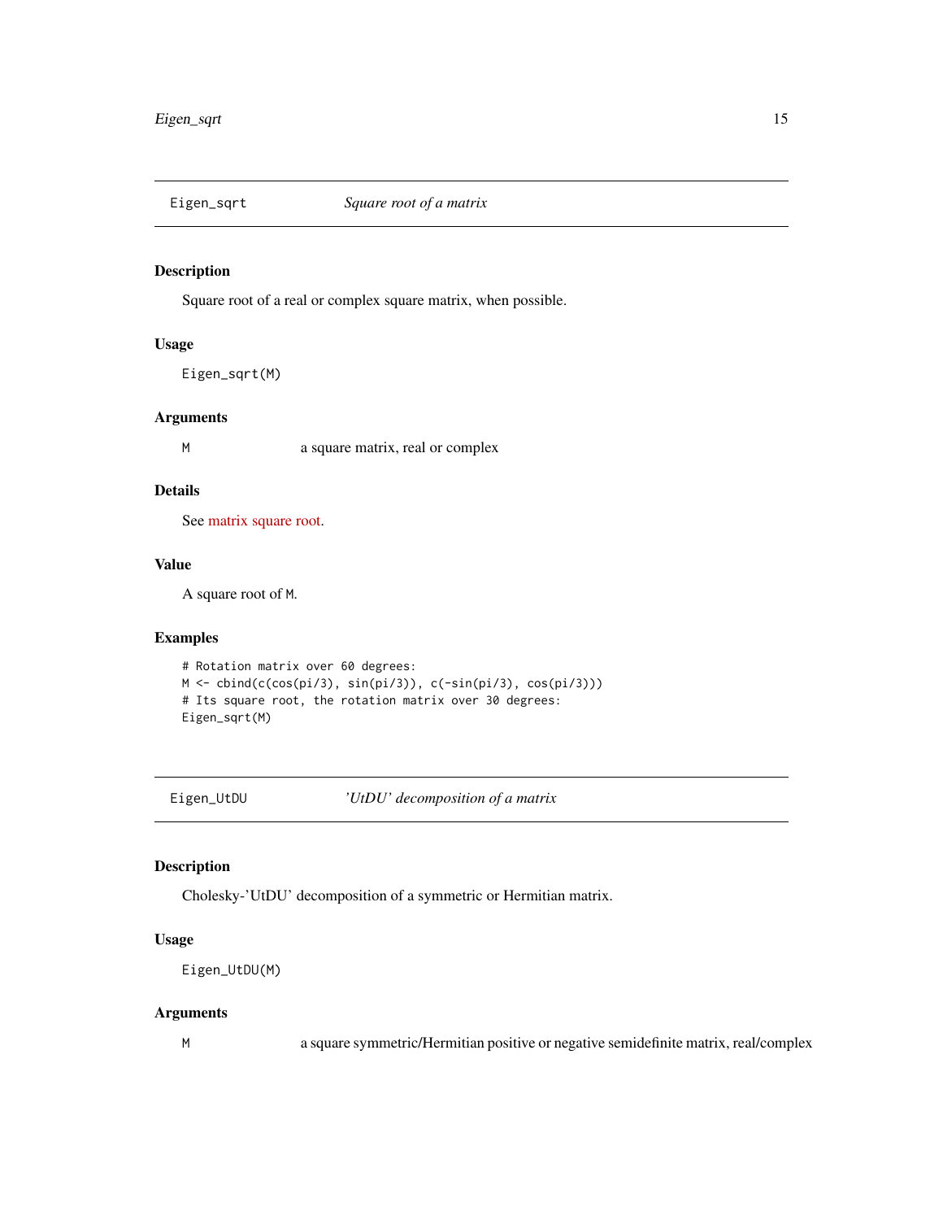## Eigen_sqrt — *Square root of a matrix*

### Description

Square root of a real or complex square matrix, when possible.

### Usage

```
Eigen_sqrt(M)
```

### Arguments

| | |
|---|---|
| M | a square matrix, real or complex |

### Details

See matrix square root.

### Value

A square root of M.

### Examples

```
# Rotation matrix over 60 degrees:
M <- cbind(c(cos(pi/3), sin(pi/3)), c(-sin(pi/3), cos(pi/3)))
# Its square root, the rotation matrix over 30 degrees:
Eigen_sqrt(M)
```

## Eigen_UtDU — *'UtDU' decomposition of a matrix*

### Description

Cholesky-'UtDU' decomposition of a symmetric or Hermitian matrix.

### Usage

```
Eigen_UtDU(M)
```

### Arguments

| | |
|---|---|
| M | a square symmetric/Hermitian positive or negative semidefinite matrix, real/complex |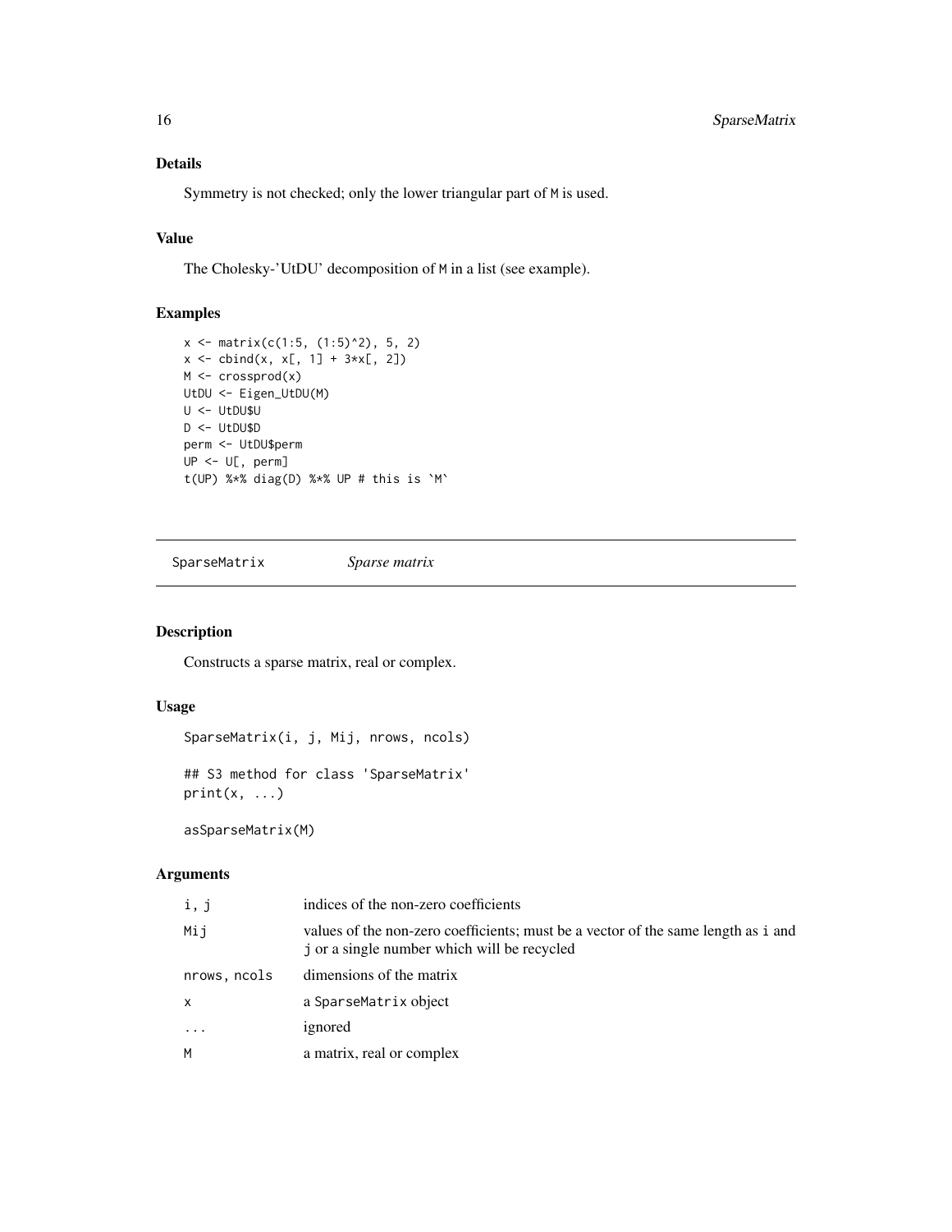## Details

Symmetry is not checked; only the lower triangular part of M is used.

## Value

The Cholesky-'UtDU' decomposition of M in a list (see example).

## Examples

```
x <- matrix(c(1:5, (1:5)^2), 5, 2)
x <- cbind(x, x[, 1] + 3*x[, 2])
M <- crossprod(x)
UtDU <- Eigen_UtDU(M)
U <- UtDU$U
D <- UtDU$D
perm <- UtDU$perm
UP <- U[, perm]
t(UP) %*% diag(D) %*% UP # this is `M`
```

---

# SparseMatrix *Sparse matrix*

## Description

Constructs a sparse matrix, real or complex.

## Usage

```
SparseMatrix(i, j, Mij, nrows, ncols)

## S3 method for class 'SparseMatrix'
print(x, ...)

asSparseMatrix(M)
```

## Arguments

| | |
|---|---|
| i, j | indices of the non-zero coefficients |
| Mij | values of the non-zero coefficients; must be a vector of the same length as i and j or a single number which will be recycled |
| nrows, ncols | dimensions of the matrix |
| x | a SparseMatrix object |
| ... | ignored |
| M | a matrix, real or complex |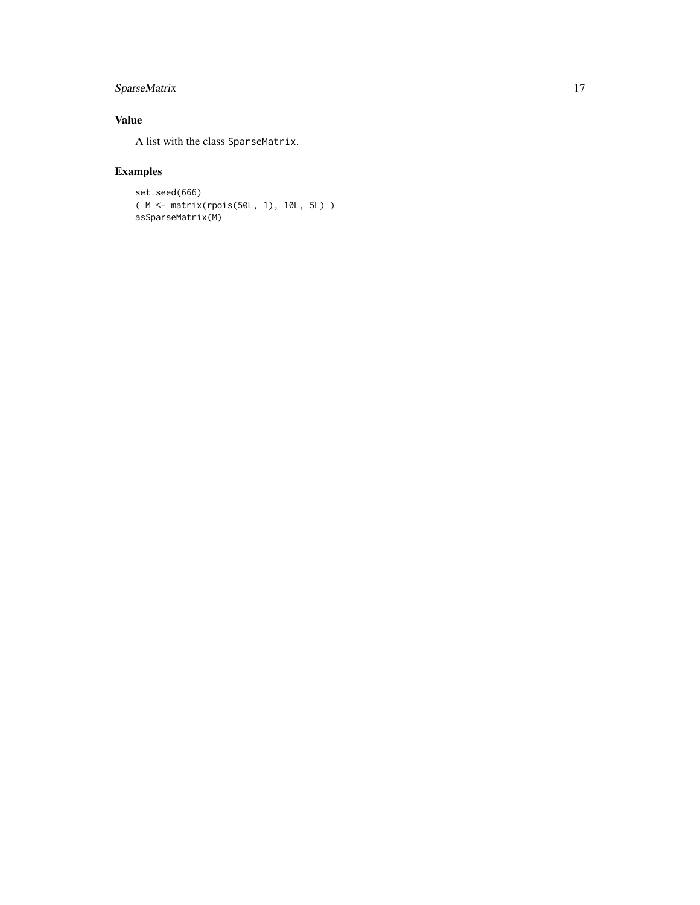## Value

A list with the class `SparseMatrix`.

## Examples

```
set.seed(666)
( M <- matrix(rpois(50L, 1), 10L, 5L) )
asSparseMatrix(M)
```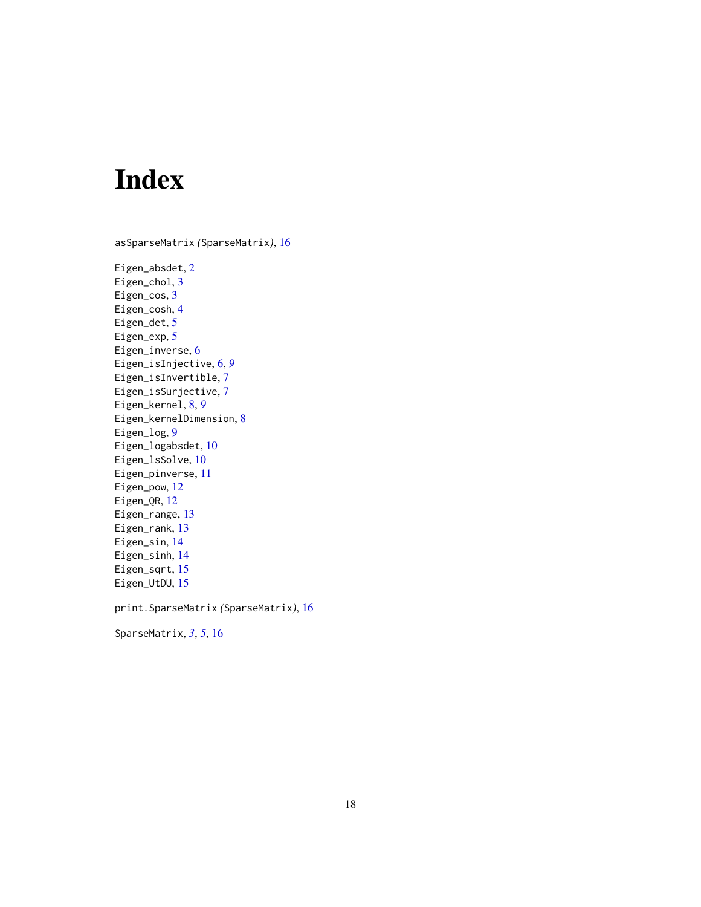# Index

asSparseMatrix *(*SparseMatrix*)*, 16

Eigen_absdet, 2
Eigen_chol, 3
Eigen_cos, 3
Eigen_cosh, 4
Eigen_det, 5
Eigen_exp, 5
Eigen_inverse, 6
Eigen_isInjective, 6, *9*
Eigen_isInvertible, 7
Eigen_isSurjective, 7
Eigen_kernel, 8, *9*
Eigen_kernelDimension, 8
Eigen_log, 9
Eigen_logabsdet, 10
Eigen_lsSolve, 10
Eigen_pinverse, 11
Eigen_pow, 12
Eigen_QR, 12
Eigen_range, 13
Eigen_rank, 13
Eigen_sin, 14
Eigen_sinh, 14
Eigen_sqrt, 15
Eigen_UtDU, 15

print.SparseMatrix *(*SparseMatrix*)*, 16

SparseMatrix, *3*, *5*, 16